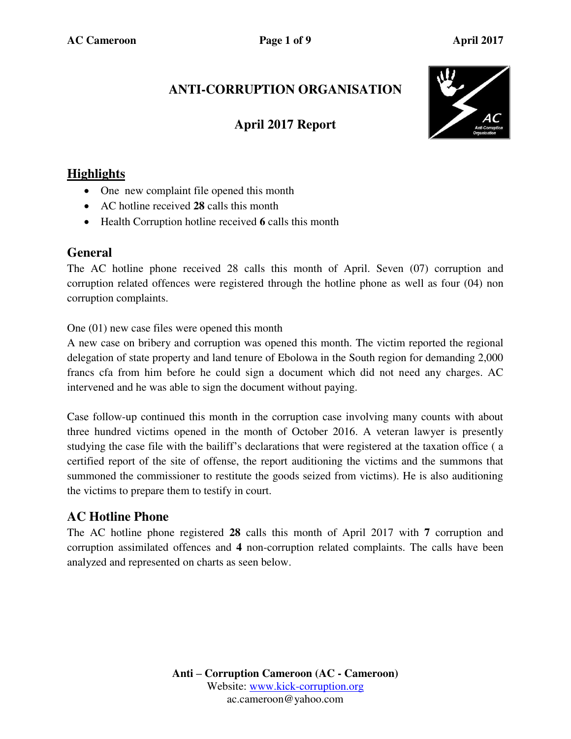# ANTI-CORRUPTION ORGANISATION

## April 2017 Report

## Highlights

- One new complaint file opened this month
- AC hotline received **28** calls this month
- Health Corruption hotline received **6** calls this month

## General

The AC hotline phone received 28 calls this month of April. Seven (07) corruption and corruption related offences were registered through the hotline phone as well as four (04) non corruption complaints.

One (01) new case files were opened this month
A new case on bribery and corruption was opened this month. The victim reported the regional delegation of state property and land tenure of Ebolowa in the South region for demanding 2,000 francs cfa from him before he could sign a document which did not need any charges. AC intervened and he was able to sign the document without paying.

Case follow-up continued this month in the corruption case involving many counts with about three hundred victims opened in the month of October 2016. A veteran lawyer is presently studying the case file with the bailiff's declarations that were registered at the taxation office ( a certified report of the site of offense, the report auditioning the victims and the summons that summoned the commissioner to restitute the goods seized from victims). He is also auditioning the victims to prepare them to testify in court.

## AC Hotline Phone

The AC hotline phone registered **28** calls this month of April 2017 with **7** corruption and corruption assimilated offences and **4** non-corruption related complaints. The calls have been analyzed and represented on charts as seen below.

**Anti – Corruption Cameroon (AC - Cameroon)**
Website: www.kick-corruption.org
ac.cameroon@yahoo.com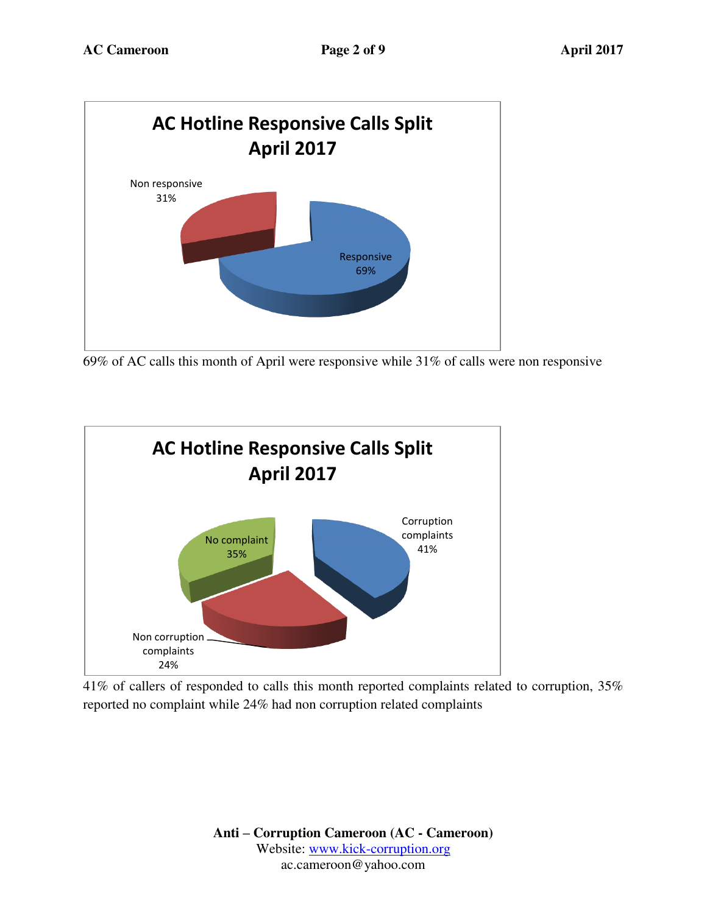**AC Hotline Responsive Calls Split April 2017**

Non responsive 31%

Responsive 69%

69% of AC calls this month of April were responsive while 31% of calls were non responsive

**AC Hotline Responsive Calls Split April 2017**

No complaint 35%

Corruption complaints 41%

Non corruption complaints 24%

41% of callers of responded to calls this month reported complaints related to corruption, 35% reported no complaint while 24% had non corruption related complaints

**Anti – Corruption Cameroon (AC - Cameroon)**
Website: www.kick-corruption.org
ac.cameroon@yahoo.com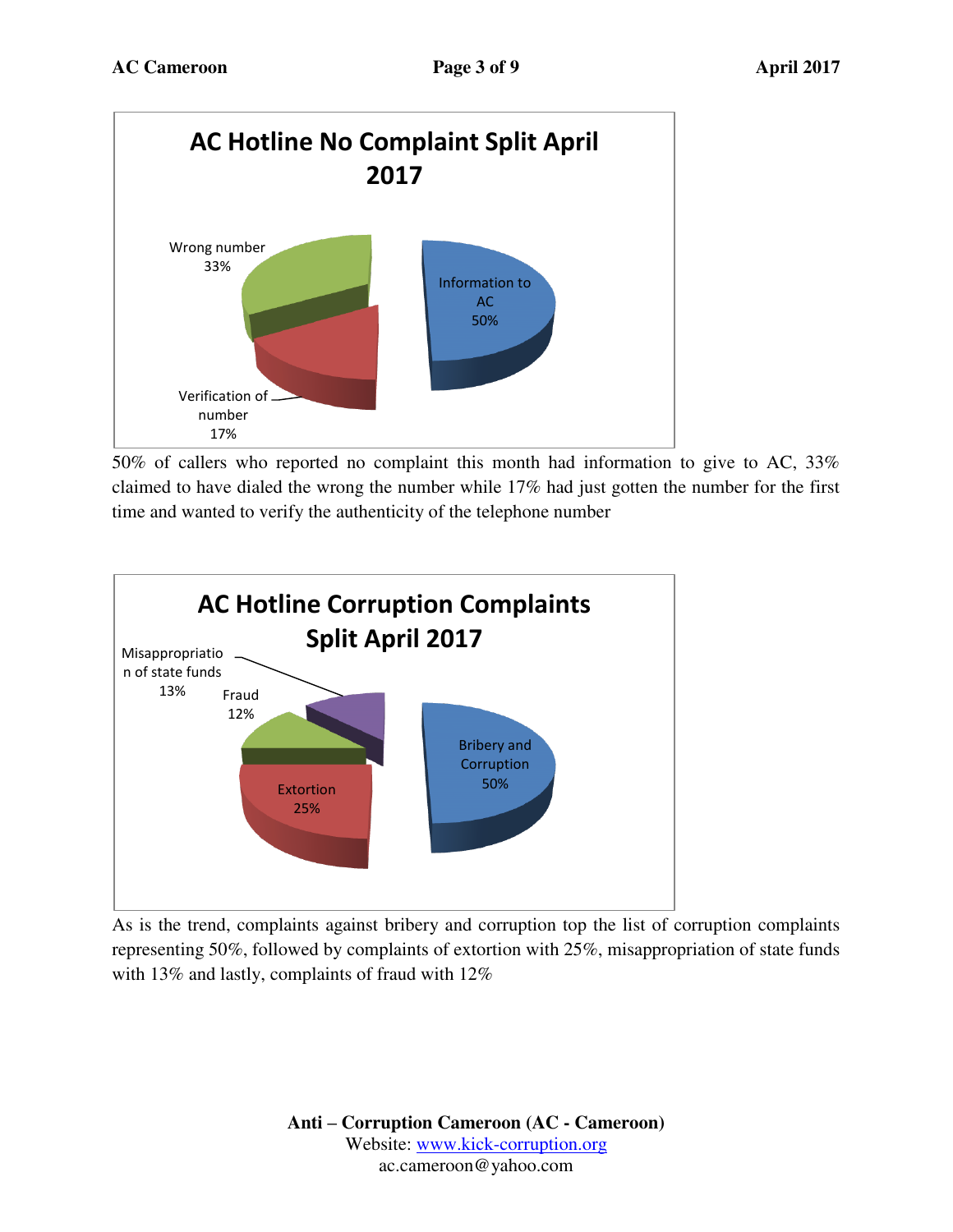**AC Hotline No Complaint Split April 2017**

Wrong number 33%

Information to AC 50%

Verification of number 17%

50% of callers who reported no complaint this month had information to give to AC, 33% claimed to have dialed the wrong the number while 17% had just gotten the number for the first time and wanted to verify the authenticity of the telephone number

**AC Hotline Corruption Complaints Split April 2017**

Misappropriation of state funds 13%

Fraud 12%

Bribery and Corruption 50%

Extortion 25%

As is the trend, complaints against bribery and corruption top the list of corruption complaints representing 50%, followed by complaints of extortion with 25%, misappropriation of state funds with 13% and lastly, complaints of fraud with 12%

**Anti – Corruption Cameroon (AC - Cameroon)**
Website: www.kick-corruption.org
ac.cameroon@yahoo.com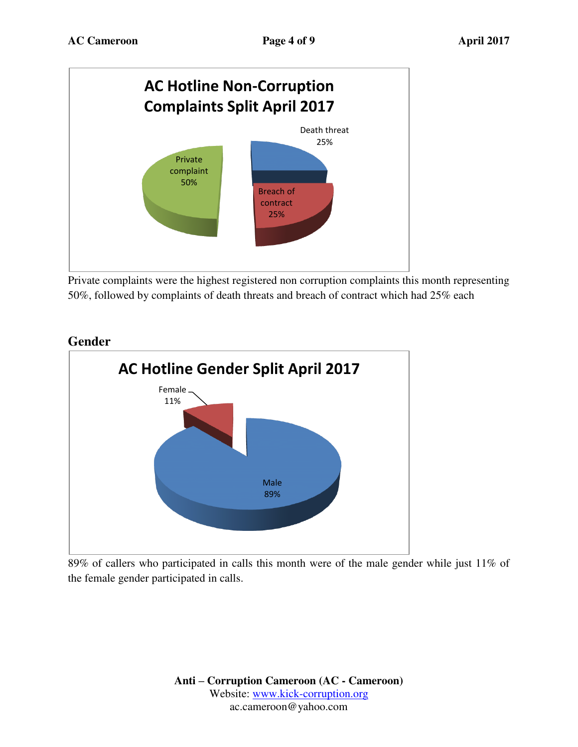**AC Hotline Non-Corruption Complaints Split April 2017**

| Category | Percentage |
|---|---|
| Private complaint | 50% |
| Death threat | 25% |
| Breach of contract | 25% |

Private complaints were the highest registered non corruption complaints this month representing 50%, followed by complaints of death threats and breach of contract which had 25% each

## Gender

**AC Hotline Gender Split April 2017**

| Gender | Percentage |
|---|---|
| Male | 89% |
| Female | 11% |

89% of callers who participated in calls this month were of the male gender while just 11% of the female gender participated in calls.

**Anti – Corruption Cameroon (AC - Cameroon)**
Website: www.kick-corruption.org
ac.cameroon@yahoo.com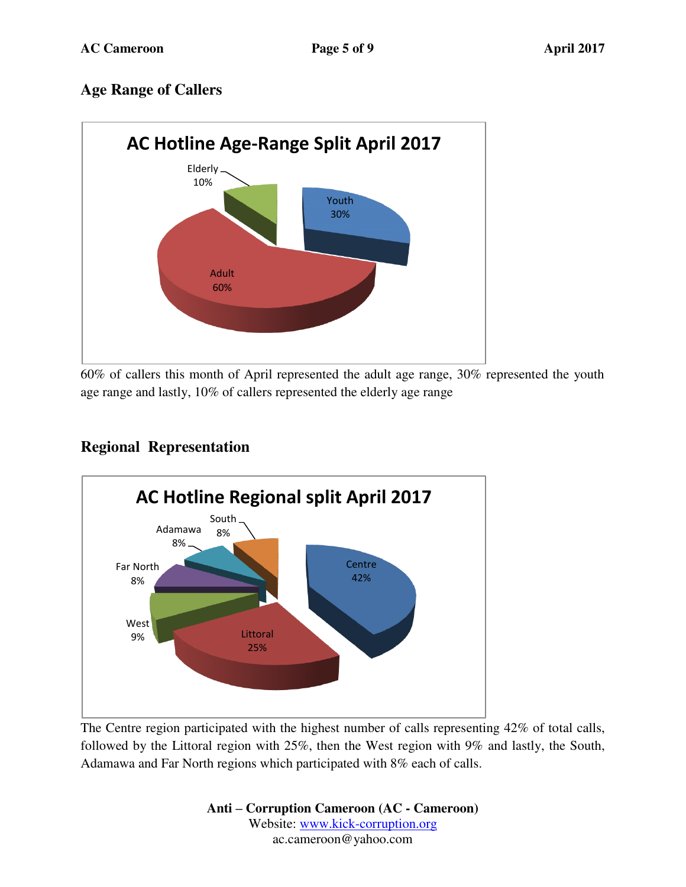## Age Range of Callers

60% of callers this month of April represented the adult age range, 30% represented the youth age range and lastly, 10% of callers represented the elderly age range

## Regional Representation

The Centre region participated with the highest number of calls representing 42% of total calls, followed by the Littoral region with 25%, then the West region with 9% and lastly, the South, Adamawa and Far North regions which participated with 8% each of calls.

**Anti – Corruption Cameroon (AC - Cameroon)**
Website: www.kick-corruption.org
ac.cameroon@yahoo.com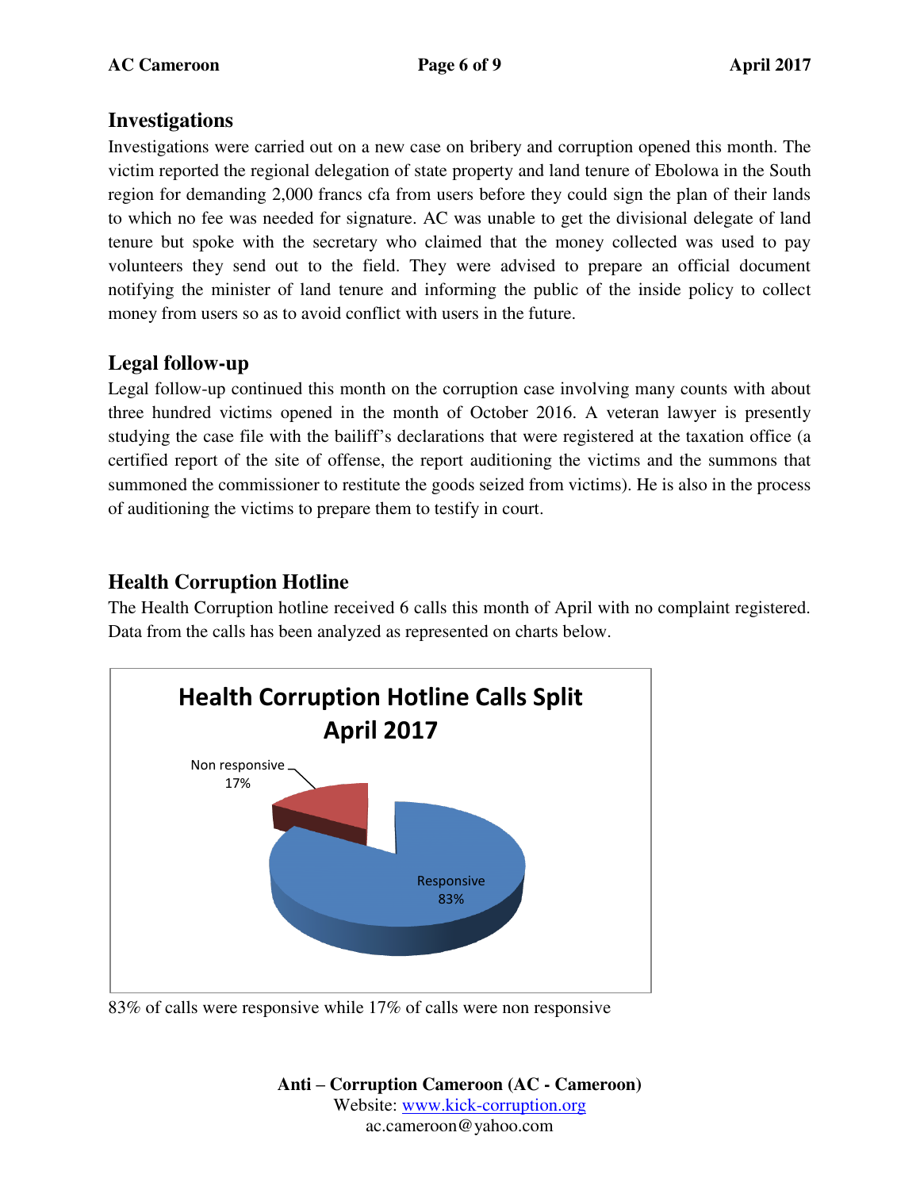## Investigations

Investigations were carried out on a new case on bribery and corruption opened this month. The victim reported the regional delegation of state property and land tenure of Ebolowa in the South region for demanding 2,000 francs cfa from users before they could sign the plan of their lands to which no fee was needed for signature. AC was unable to get the divisional delegate of land tenure but spoke with the secretary who claimed that the money collected was used to pay volunteers they send out to the field. They were advised to prepare an official document notifying the minister of land tenure and informing the public of the inside policy to collect money from users so as to avoid conflict with users in the future.

## Legal follow-up

Legal follow-up continued this month on the corruption case involving many counts with about three hundred victims opened in the month of October 2016. A veteran lawyer is presently studying the case file with the bailiff's declarations that were registered at the taxation office (a certified report of the site of offense, the report auditioning the victims and the summons that summoned the commissioner to restitute the goods seized from victims). He is also in the process of auditioning the victims to prepare them to testify in court.

## Health Corruption Hotline

The Health Corruption hotline received 6 calls this month of April with no complaint registered. Data from the calls has been analyzed as represented on charts below.

**Health Corruption Hotline Calls Split April 2017**

Non responsive 17%

Responsive 83%

83% of calls were responsive while 17% of calls were non responsive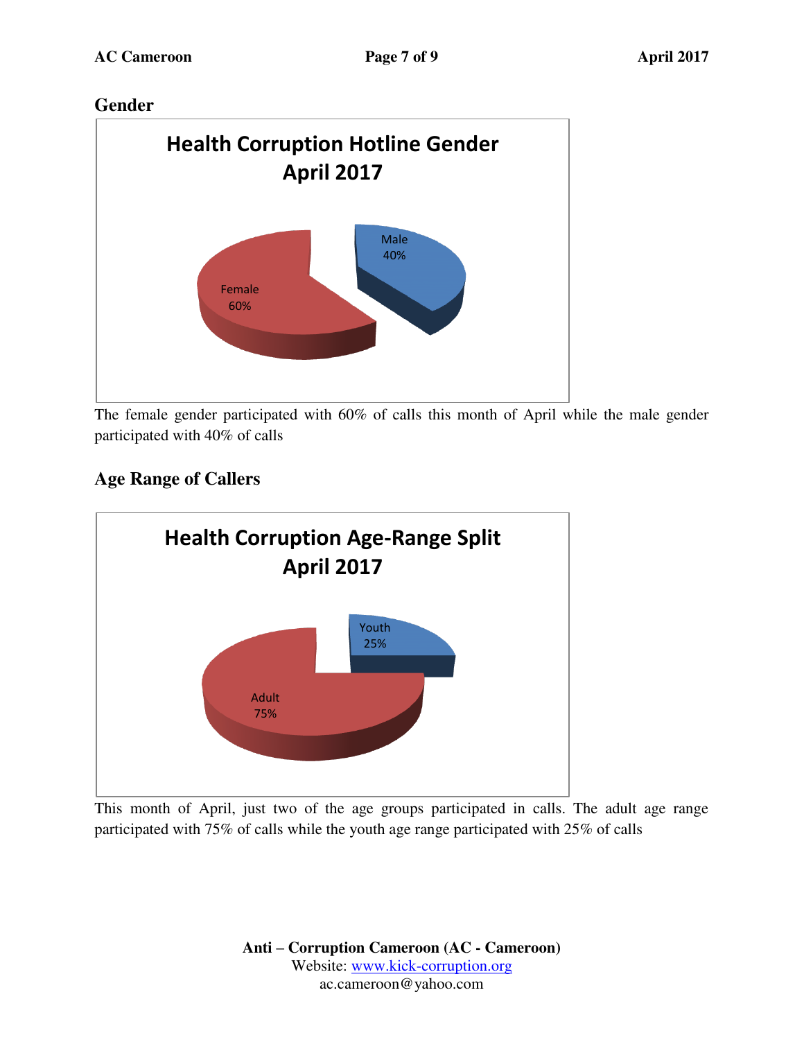## Gender

**Health Corruption Hotline Gender April 2017**

Male 40%

Female 60%

The female gender participated with 60% of calls this month of April while the male gender participated with 40% of calls

## Age Range of Callers

**Health Corruption Age-Range Split April 2017**

Youth 25%

Adult 75%

This month of April, just two of the age groups participated in calls. The adult age range participated with 75% of calls while the youth age range participated with 25% of calls

**Anti – Corruption Cameroon (AC - Cameroon)**
Website: www.kick-corruption.org
ac.cameroon@yahoo.com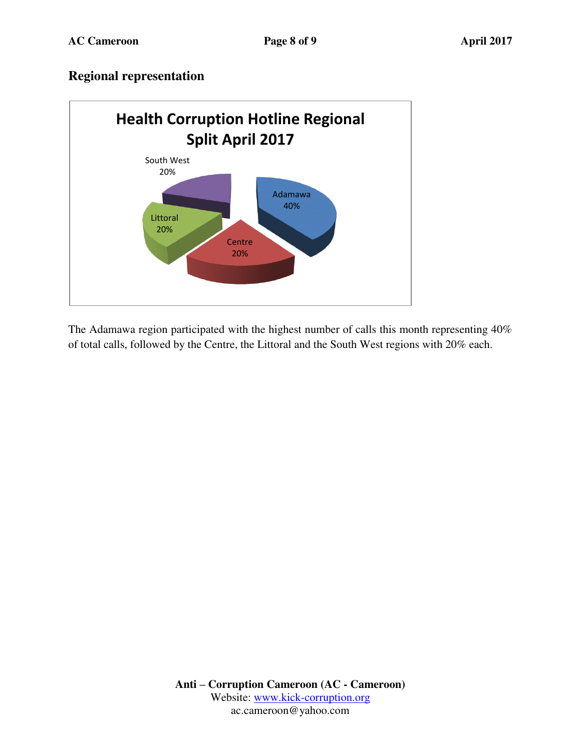## Regional representation

**Health Corruption Hotline Regional Split April 2017**

| Region | Share |
| --- | --- |
| Adamawa | 40% |
| Centre | 20% |
| Littoral | 20% |
| South West | 20% |

The Adamawa region participated with the highest number of calls this month representing 40% of total calls, followed by the Centre, the Littoral and the South West regions with 20% each.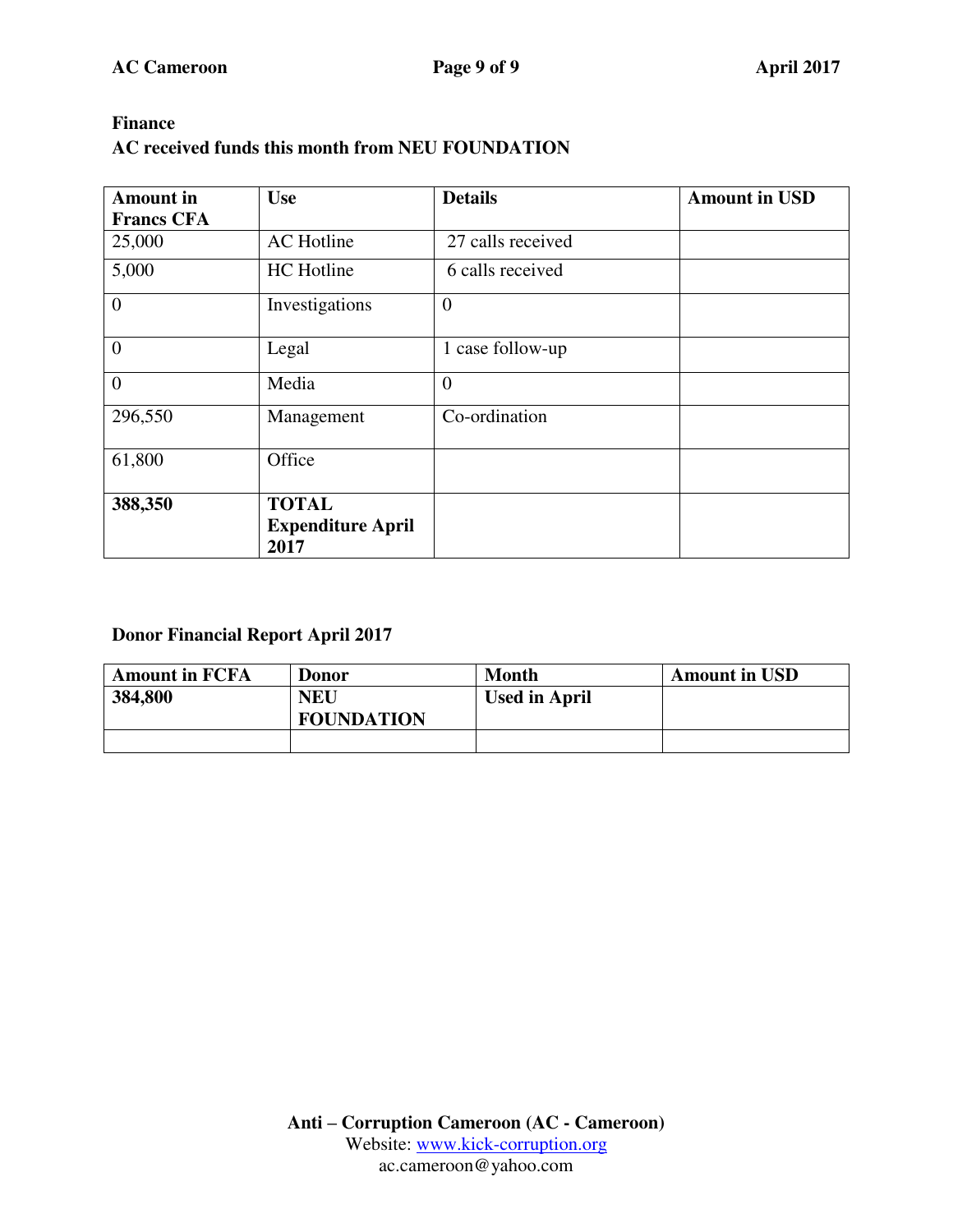**Finance**

**AC received funds this month from NEU FOUNDATION**

| Amount in Francs CFA | Use | Details | Amount in USD |
|---|---|---|---|
| 25,000 | AC Hotline | 27 calls received | |
| 5,000 | HC Hotline | 6 calls received | |
| 0 | Investigations | 0 | |
| 0 | Legal | 1 case follow-up | |
| 0 | Media | 0 | |
| 296,550 | Management | Co-ordination | |
| 61,800 | Office | | |
| **388,350** | **TOTAL Expenditure April 2017** | | |

**Donor Financial Report April 2017**

| Amount in FCFA | Donor | Month | Amount in USD |
|---|---|---|---|
| **384,800** | **NEU FOUNDATION** | **Used in April** | |
| | | | |

**Anti – Corruption Cameroon (AC - Cameroon)**
Website: [www.kick-corruption.org](http://www.kick-corruption.org)
ac.cameroon@yahoo.com